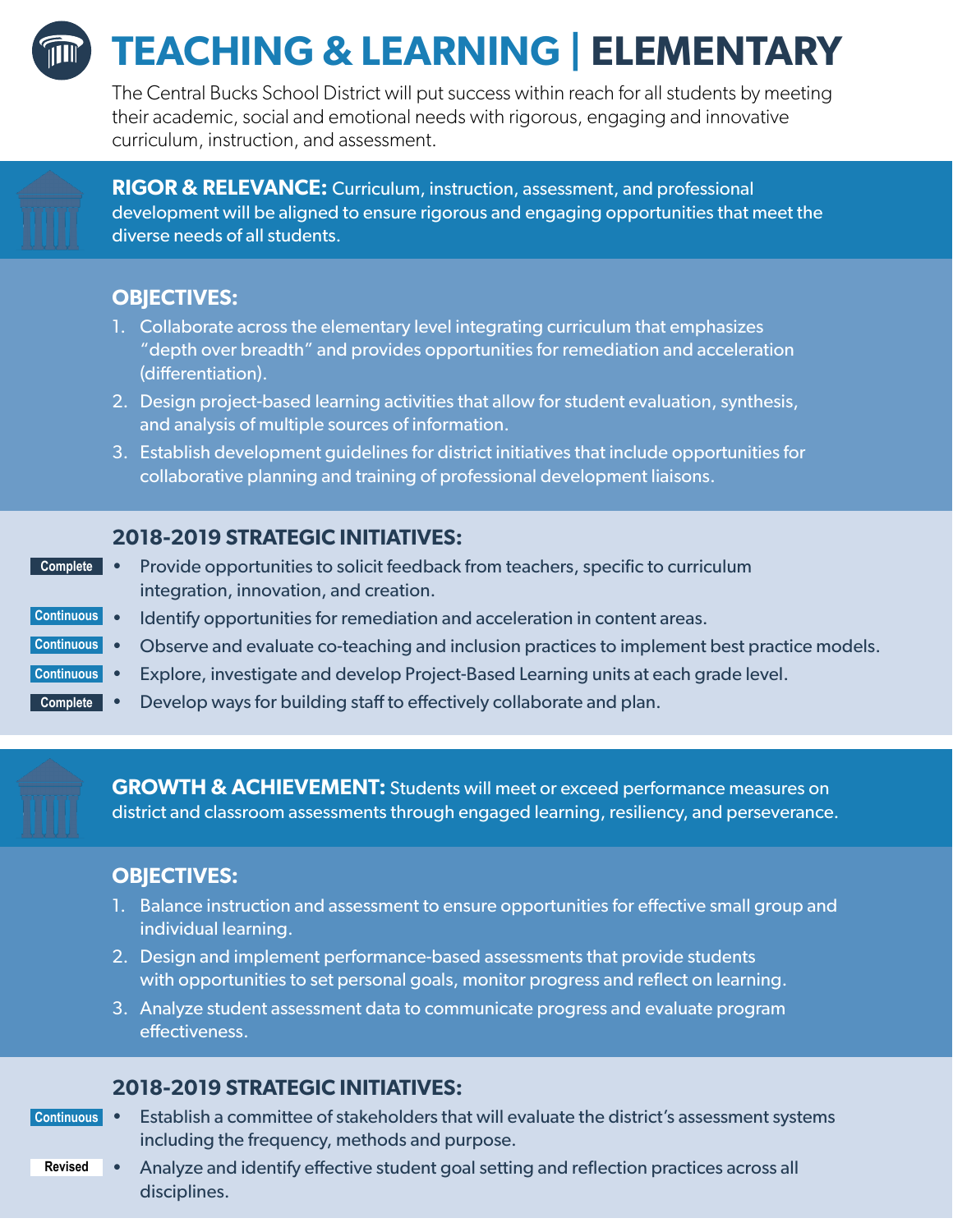# TEACHING & LEARNING | ELEMENTARY

The Central Bucks School District will put success within reach for all students by meeting their academic, social and emotional needs with rigorous, engaging and innovative curriculum, instruction, and assessment.

**RIGOR & RELEVANCE:** Curriculum, instruction, assessment, and professional development will be aligned to ensure rigorous and engaging opportunities that meet the diverse needs of all students.

## OBJECTIVES:

1. Collaborate across the elementary level integrating curriculum that emphasizes "depth over breadth" and provides opportunities for remediation and acceleration (differentiation).
2. Design project-based learning activities that allow for student evaluation, synthesis, and analysis of multiple sources of information.
3. Establish development guidelines for district initiatives that include opportunities for collaborative planning and training of professional development liaisons.

## 2018-2019 STRATEGIC INITIATIVES:

- **Complete** — Provide opportunities to solicit feedback from teachers, specific to curriculum integration, innovation, and creation.
- **Continuous** — Identify opportunities for remediation and acceleration in content areas.
- **Continuous** — Observe and evaluate co-teaching and inclusion practices to implement best practice models.
- **Continuous** — Explore, investigate and develop Project-Based Learning units at each grade level.
- **Complete** — Develop ways for building staff to effectively collaborate and plan.

**GROWTH & ACHIEVEMENT:** Students will meet or exceed performance measures on district and classroom assessments through engaged learning, resiliency, and perseverance.

## OBJECTIVES:

1. Balance instruction and assessment to ensure opportunities for effective small group and individual learning.
2. Design and implement performance-based assessments that provide students with opportunities to set personal goals, monitor progress and reflect on learning.
3. Analyze student assessment data to communicate progress and evaluate program effectiveness.

## 2018-2019 STRATEGIC INITIATIVES:

- **Continuous** — Establish a committee of stakeholders that will evaluate the district's assessment systems including the frequency, methods and purpose.
- **Revised** — Analyze and identify effective student goal setting and reflection practices across all disciplines.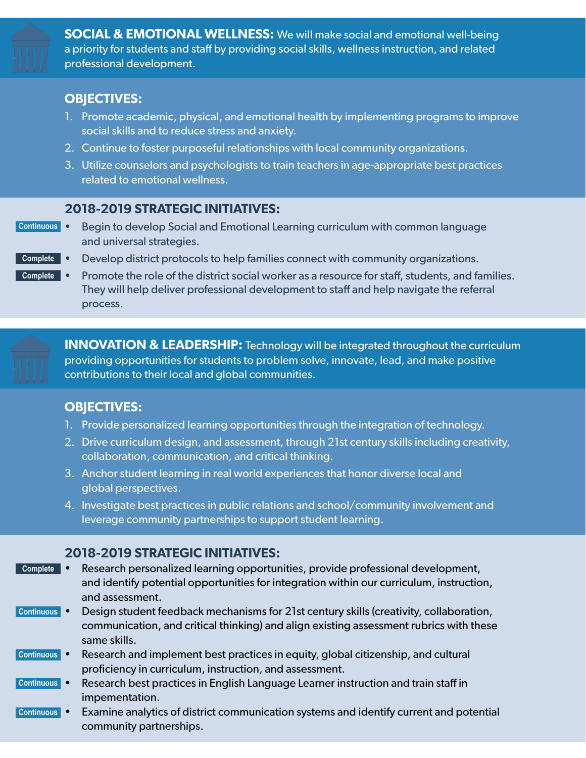## **SOCIAL & EMOTIONAL WELLNESS:** We will make social and emotional well-being a priority for students and staff by providing social skills, wellness instruction, and related professional development.

### OBJECTIVES:

1. Promote academic, physical, and emotional health by implementing programs to improve social skills and to reduce stress and anxiety.
2. Continue to foster purposeful relationships with local community organizations.
3. Utilize counselors and psychologists to train teachers in age-appropriate best practices related to emotional wellness.

### 2018-2019 STRATEGIC INITIATIVES:

- **Continuous** — Begin to develop Social and Emotional Learning curriculum with common language and universal strategies.
- **Complete** — Develop district protocols to help families connect with community organizations.
- **Complete** — Promote the role of the district social worker as a resource for staff, students, and families. They will help deliver professional development to staff and help navigate the referral process.

## **INNOVATION & LEADERSHIP:** Technology will be integrated throughout the curriculum providing opportunities for students to problem solve, innovate, lead, and make positive contributions to their local and global communities.

### OBJECTIVES:

1. Provide personalized learning opportunities through the integration of technology.
2. Drive curriculum design, and assessment, through 21st century skills including creativity, collaboration, communication, and critical thinking.
3. Anchor student learning in real world experiences that honor diverse local and global perspectives.
4. Investigate best practices in public relations and school/community involvement and leverage community partnerships to support student learning.

### 2018-2019 STRATEGIC INITIATIVES:

- **Complete** — Research personalized learning opportunities, provide professional development, and identify potential opportunities for integration within our curriculum, instruction, and assessment.
- **Continuous** — Design student feedback mechanisms for 21st century skills (creativity, collaboration, communication, and critical thinking) and align existing assessment rubrics with these same skills.
- **Continuous** — Research and implement best practices in equity, global citizenship, and cultural proficiency in curriculum, instruction, and assessment.
- **Continuous** — Research best practices in English Language Learner instruction and train staff in impementation.
- **Continuous** — Examine analytics of district communication systems and identify current and potential community partnerships.